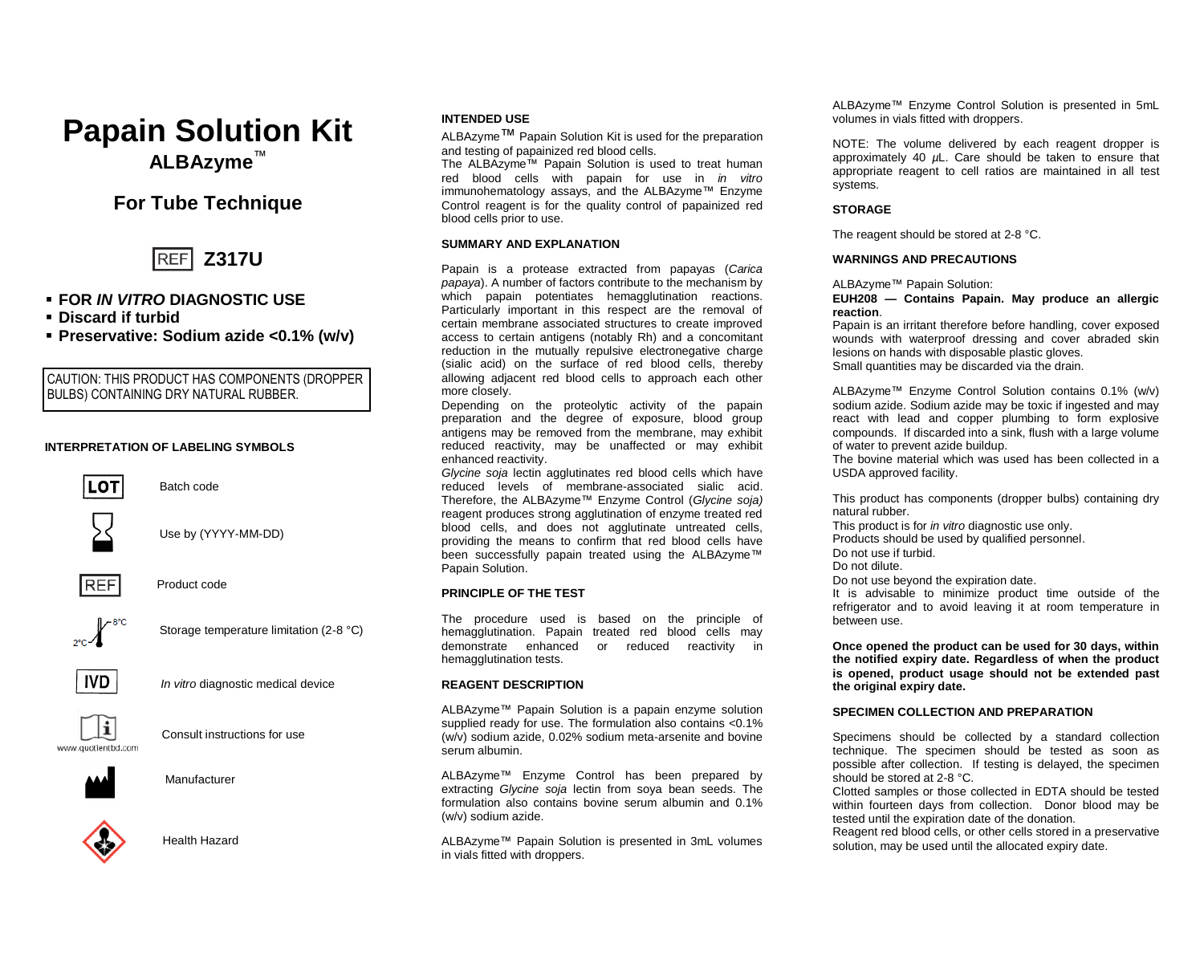# Papain Solution Kit

## ALBAzyme™

## For Tube Technique

**REF Z317U**

- **FOR *IN VITRO* DIAGNOSTIC USE**
- **Discard if turbid**
- **Preservative: Sodium azide <0.1% (w/v)**

CAUTION: THIS PRODUCT HAS COMPONENTS (DROPPER BULBS) CONTAINING DRY NATURAL RUBBER.

**INTERPRETATION OF LABELING SYMBOLS**

| Symbol | Meaning |
| --- | --- |
| LOT | Batch code |
| | Use by (YYYY-MM-DD) |
| REF | Product code |
| 2°C – 8°C | Storage temperature limitation (2-8 °C) |
| IVD | *In vitro* diagnostic medical device |
| www.quotientbd.com | Consult instructions for use |
| | Manufacturer |
| | Health Hazard |

**INTENDED USE**

ALBAzyme™ Papain Solution Kit is used for the preparation and testing of papainized red blood cells.
The ALBAzyme™ Papain Solution is used to treat human red blood cells with papain for use in *in vitro* immunohematology assays, and the ALBAzyme™ Enzyme Control reagent is for the quality control of papainized red blood cells prior to use.

**SUMMARY AND EXPLANATION**

Papain is a protease extracted from papayas (*Carica papaya*). A number of factors contribute to the mechanism by which papain potentiates hemagglutination reactions. Particularly important in this respect are the removal of certain membrane associated structures to create improved access to certain antigens (notably Rh) and a concomitant reduction in the mutually repulsive electronegative charge (sialic acid) on the surface of red blood cells, thereby allowing adjacent red blood cells to approach each other more closely.
Depending on the proteolytic activity of the papain preparation and the degree of exposure, blood group antigens may be removed from the membrane, may exhibit reduced reactivity, may be unaffected or may exhibit enhanced reactivity.
*Glycine soja* lectin agglutinates red blood cells which have reduced levels of membrane-associated sialic acid. Therefore, the ALBAzyme™ Enzyme Control (*Glycine soja)* reagent produces strong agglutination of enzyme treated red blood cells, and does not agglutinate untreated cells, providing the means to confirm that red blood cells have been successfully papain treated using the ALBAzyme™ Papain Solution.

**PRINCIPLE OF THE TEST**

The procedure used is based on the principle of hemagglutination. Papain treated red blood cells may demonstrate enhanced or reduced reactivity in hemagglutination tests.

**REAGENT DESCRIPTION**

ALBAzyme™ Papain Solution is a papain enzyme solution supplied ready for use. The formulation also contains <0.1% (w/v) sodium azide, 0.02% sodium meta-arsenite and bovine serum albumin.

ALBAzyme™ Enzyme Control has been prepared by extracting *Glycine soja* lectin from soya bean seeds. The formulation also contains bovine serum albumin and 0.1% (w/v) sodium azide.

ALBAzyme™ Papain Solution is presented in 3mL volumes in vials fitted with droppers.

ALBAzyme™ Enzyme Control Solution is presented in 5mL volumes in vials fitted with droppers.

NOTE: The volume delivered by each reagent dropper is approximately 40 µL. Care should be taken to ensure that appropriate reagent to cell ratios are maintained in all test systems.

**STORAGE**

The reagent should be stored at 2-8 °C.

**WARNINGS AND PRECAUTIONS**

ALBAzyme™ Papain Solution:
**EUH208 — Contains Papain. May produce an allergic reaction**.
Papain is an irritant therefore before handling, cover exposed wounds with waterproof dressing and cover abraded skin lesions on hands with disposable plastic gloves.
Small quantities may be discarded via the drain.

ALBAzyme™ Enzyme Control Solution contains 0.1% (w/v) sodium azide. Sodium azide may be toxic if ingested and may react with lead and copper plumbing to form explosive compounds. If discarded into a sink, flush with a large volume of water to prevent azide buildup.
The bovine material which was used has been collected in a USDA approved facility.

This product has components (dropper bulbs) containing dry natural rubber.
This product is for *in vitro* diagnostic use only.
Products should be used by qualified personnel.
Do not use if turbid.
Do not dilute.
Do not use beyond the expiration date.
It is advisable to minimize product time outside of the refrigerator and to avoid leaving it at room temperature in between use.

**Once opened the product can be used for 30 days, within the notified expiry date. Regardless of when the product is opened, product usage should not be extended past the original expiry date.**

**SPECIMEN COLLECTION AND PREPARATION**

Specimens should be collected by a standard collection technique. The specimen should be tested as soon as possible after collection. If testing is delayed, the specimen should be stored at 2-8 °C.
Clotted samples or those collected in EDTA should be tested within fourteen days from collection. Donor blood may be tested until the expiration date of the donation.
Reagent red blood cells, or other cells stored in a preservative solution, may be used until the allocated expiry date.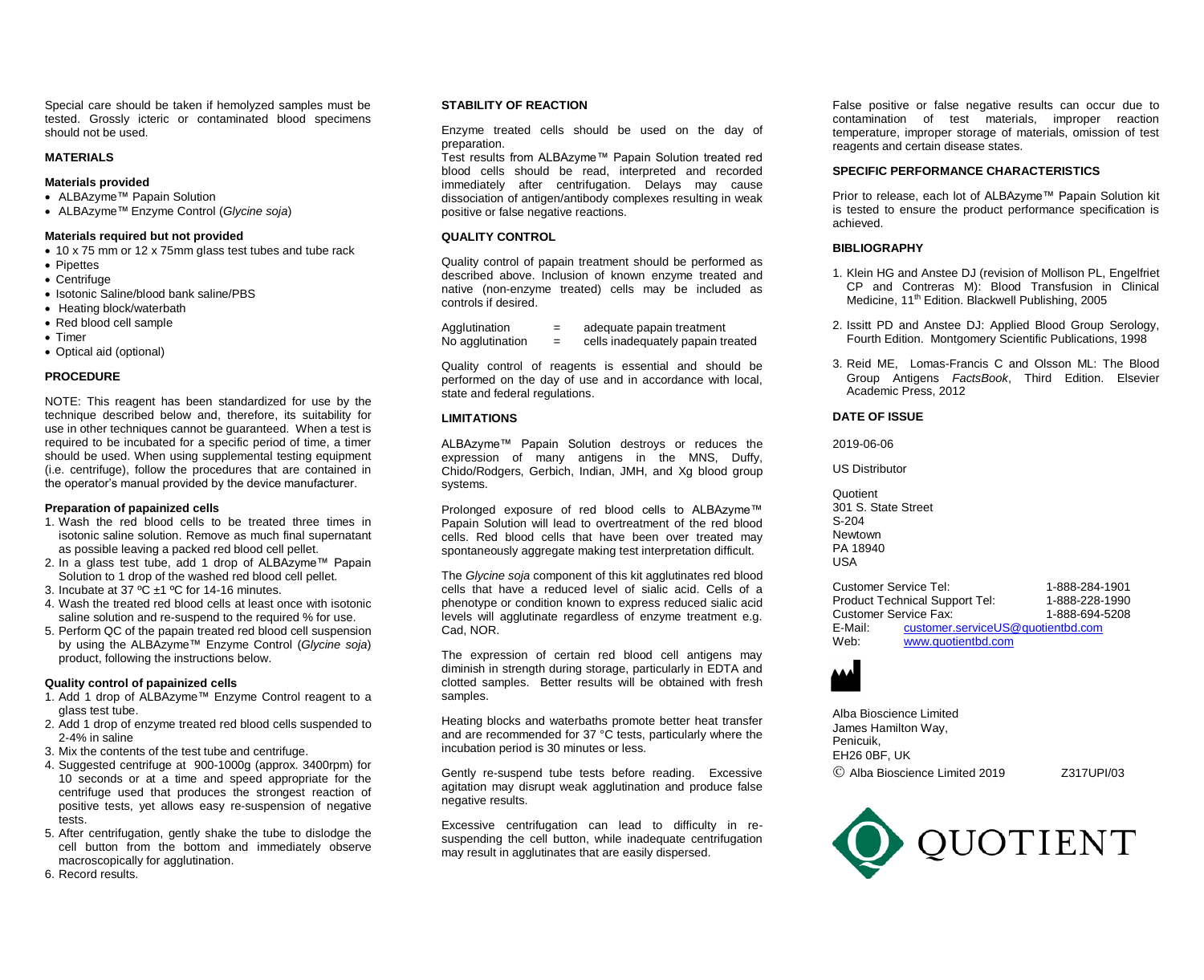Special care should be taken if hemolyzed samples must be tested. Grossly icteric or contaminated blood specimens should not be used.

## MATERIALS

### Materials provided

- ALBAzyme™ Papain Solution
- ALBAzyme™ Enzyme Control (*Glycine soja*)

### Materials required but not provided

- 10 x 75 mm or 12 x 75mm glass test tubes and tube rack
- Pipettes
- Centrifuge
- Isotonic Saline/blood bank saline/PBS
- Heating block/waterbath
- Red blood cell sample
- Timer
- Optical aid (optional)

## PROCEDURE

NOTE: This reagent has been standardized for use by the technique described below and, therefore, its suitability for use in other techniques cannot be guaranteed. When a test is required to be incubated for a specific period of time, a timer should be used. When using supplemental testing equipment (i.e. centrifuge), follow the procedures that are contained in the operator's manual provided by the device manufacturer.

### Preparation of papainized cells

1. Wash the red blood cells to be treated three times in isotonic saline solution. Remove as much final supernatant as possible leaving a packed red blood cell pellet.
2. In a glass test tube, add 1 drop of ALBAzyme™ Papain Solution to 1 drop of the washed red blood cell pellet.
3. Incubate at 37 ºC ±1 ºC for 14-16 minutes.
4. Wash the treated red blood cells at least once with isotonic saline solution and re-suspend to the required % for use.
5. Perform QC of the papain treated red blood cell suspension by using the ALBAzyme™ Enzyme Control (*Glycine soja*) product, following the instructions below.

### Quality control of papainized cells

1. Add 1 drop of ALBAzyme™ Enzyme Control reagent to a glass test tube.
2. Add 1 drop of enzyme treated red blood cells suspended to 2-4% in saline
3. Mix the contents of the test tube and centrifuge.
4. Suggested centrifuge at 900-1000g (approx. 3400rpm) for 10 seconds or at a time and speed appropriate for the centrifuge used that produces the strongest reaction of positive tests, yet allows easy re-suspension of negative tests.
5. After centrifugation, gently shake the tube to dislodge the cell button from the bottom and immediately observe macroscopically for agglutination.
6. Record results.

## STABILITY OF REACTION

Enzyme treated cells should be used on the day of preparation.

Test results from ALBAzyme™ Papain Solution treated red blood cells should be read, interpreted and recorded immediately after centrifugation. Delays may cause dissociation of antigen/antibody complexes resulting in weak positive or false negative reactions.

## QUALITY CONTROL

Quality control of papain treatment should be performed as described above. Inclusion of known enzyme treated and native (non-enzyme treated) cells may be included as controls if desired.

| | | |
|---|---|---|
| Agglutination | = | adequate papain treatment |
| No agglutination | = | cells inadequately papain treated |

Quality control of reagents is essential and should be performed on the day of use and in accordance with local, state and federal regulations.

## LIMITATIONS

ALBAzyme™ Papain Solution destroys or reduces the expression of many antigens in the MNS, Duffy, Chido/Rodgers, Gerbich, Indian, JMH, and Xg blood group systems.

Prolonged exposure of red blood cells to ALBAzyme™ Papain Solution will lead to overtreatment of the red blood cells. Red blood cells that have been over treated may spontaneously aggregate making test interpretation difficult.

The *Glycine soja* component of this kit agglutinates red blood cells that have a reduced level of sialic acid. Cells of a phenotype or condition known to express reduced sialic acid levels will agglutinate regardless of enzyme treatment e.g. Cad, NOR.

The expression of certain red blood cell antigens may diminish in strength during storage, particularly in EDTA and clotted samples. Better results will be obtained with fresh samples.

Heating blocks and waterbaths promote better heat transfer and are recommended for 37 °C tests, particularly where the incubation period is 30 minutes or less.

Gently re-suspend tube tests before reading. Excessive agitation may disrupt weak agglutination and produce false negative results.

Excessive centrifugation can lead to difficulty in re-suspending the cell button, while inadequate centrifugation may result in agglutinates that are easily dispersed.

False positive or false negative results can occur due to contamination of test materials, improper reaction temperature, improper storage of materials, omission of test reagents and certain disease states.

## SPECIFIC PERFORMANCE CHARACTERISTICS

Prior to release, each lot of ALBAzyme™ Papain Solution kit is tested to ensure the product performance specification is achieved.

## BIBLIOGRAPHY

1. Klein HG and Anstee DJ (revision of Mollison PL, Engelfriet CP and Contreras M): Blood Transfusion in Clinical Medicine, 11th Edition. Blackwell Publishing, 2005
2. Issitt PD and Anstee DJ: Applied Blood Group Serology, Fourth Edition. Montgomery Scientific Publications, 1998
3. Reid ME, Lomas-Francis C and Olsson ML: The Blood Group Antigens *FactsBook*, Third Edition. Elsevier Academic Press, 2012

## DATE OF ISSUE

2019-06-06

US Distributor

Quotient
301 S. State Street
S-204
Newtown
PA 18940
USA

| | |
|---|---|
| Customer Service Tel: | 1-888-284-1901 |
| Product Technical Support Tel: | 1-888-228-1990 |
| Customer Service Fax: | 1-888-694-5208 |
| E-Mail: | customer.serviceUS@quotientbd.com |
| Web: | www.quotientbd.com |

Alba Bioscience Limited
James Hamilton Way,
Penicuik,
EH26 0BF, UK

© Alba Bioscience Limited 2019 Z317UPI/03

QUOTIENT